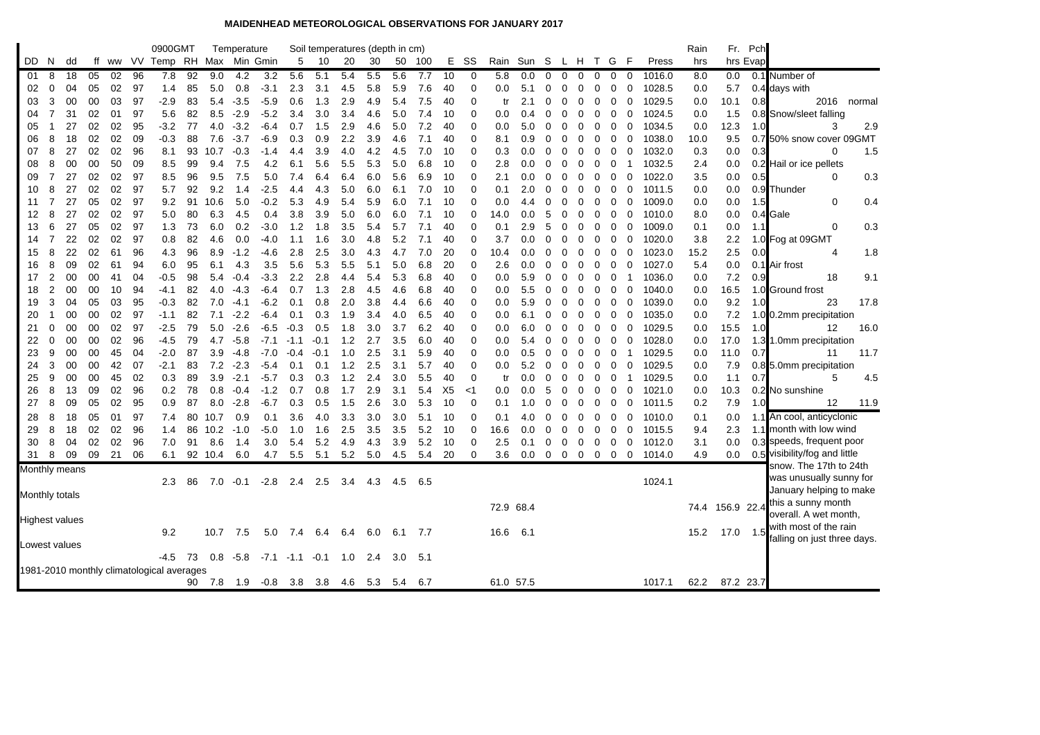# MAIDENHEAD METEOROLOGICAL OBSERVATIONS FOR JANUARY 2017

| | | | | | | 0900GMT | | Temperature | | | Soil temperatures (depth in cm) | | | | | | | | | | | | | | | | | | Press | Rain | Fr. | Pch |
|---|---|---|---|---|---|---|---|---|---|---|---|---|---|---|---|---|---|---|---|---|---|---|---|---|---|---|---|---|---|---|---|---|
| DD | N | dd | ff | ww | VV | Temp | RH | Max | Min | Gmin | 5 | 10 | 20 | 30 | 50 | 100 | E | SS | Rain | Sun | S | L | H | T | G | F | Press | hrs | hrs | Evap |
| 01 | 8 | 18 | 05 | 02 | 96 | 7.8 | 92 | 9.0 | 4.2 | 3.2 | 5.6 | 5.1 | 5.4 | 5.5 | 5.6 | 7.7 | 10 | 0 | 5.8 | 0.0 | 0 | 0 | 0 | 0 | 0 | 0 | 1016.0 | 8.0 | 0.0 | 0.1 |
| 02 | 0 | 04 | 05 | 02 | 97 | 1.4 | 85 | 5.0 | 0.8 | -3.1 | 2.3 | 3.1 | 4.5 | 5.8 | 5.9 | 7.6 | 40 | 0 | 0.0 | 5.1 | 0 | 0 | 0 | 0 | 0 | 0 | 1028.5 | 0.0 | 5.7 | 0.4 |
| 03 | 3 | 00 | 00 | 03 | 97 | -2.9 | 83 | 5.4 | -3.5 | -5.9 | 0.6 | 1.3 | 2.9 | 4.9 | 5.4 | 7.5 | 40 | 0 | tr | 2.1 | 0 | 0 | 0 | 0 | 0 | 0 | 1029.5 | 0.0 | 10.1 | 0.8 |
| 04 | 7 | 31 | 02 | 01 | 97 | 5.6 | 82 | 8.5 | -2.9 | -5.2 | 3.4 | 3.0 | 3.4 | 4.6 | 5.0 | 7.4 | 10 | 0 | 0.0 | 0.4 | 0 | 0 | 0 | 0 | 0 | 0 | 1024.5 | 0.0 | 1.5 | 0.8 |
| 05 | 1 | 27 | 02 | 02 | 95 | -3.2 | 77 | 4.0 | -3.2 | -6.4 | 0.7 | 1.5 | 2.9 | 4.6 | 5.0 | 7.2 | 40 | 0 | 0.0 | 5.0 | 0 | 0 | 0 | 0 | 0 | 0 | 1034.5 | 0.0 | 12.3 | 1.0 |
| 06 | 8 | 18 | 02 | 02 | 09 | -0.3 | 88 | 7.6 | -3.7 | -6.9 | 0.3 | 0.9 | 2.2 | 3.9 | 4.6 | 7.1 | 40 | 0 | 8.1 | 0.9 | 0 | 0 | 0 | 0 | 0 | 0 | 1038.0 | 10.0 | 9.5 | 0.7 |
| 07 | 8 | 27 | 02 | 02 | 96 | 8.1 | 93 | 10.7 | -0.3 | -1.4 | 4.4 | 3.9 | 4.0 | 4.2 | 4.5 | 7.0 | 10 | 0 | 0.3 | 0.0 | 0 | 0 | 0 | 0 | 0 | 0 | 1032.0 | 0.3 | 0.0 | 0.3 |
| 08 | 8 | 00 | 00 | 50 | 09 | 8.5 | 99 | 9.4 | 7.5 | 4.2 | 6.1 | 5.6 | 5.5 | 5.3 | 5.0 | 6.8 | 10 | 0 | 2.8 | 0.0 | 0 | 0 | 0 | 0 | 0 | 1 | 1032.5 | 2.4 | 0.0 | 0.2 |
| 09 | 7 | 27 | 02 | 02 | 97 | 8.5 | 96 | 9.5 | 7.5 | 5.0 | 7.4 | 6.4 | 6.4 | 6.0 | 5.6 | 6.9 | 10 | 0 | 2.1 | 0.0 | 0 | 0 | 0 | 0 | 0 | 0 | 1022.0 | 3.5 | 0.0 | 0.5 |
| 10 | 8 | 27 | 02 | 02 | 97 | 5.7 | 92 | 9.2 | 1.4 | -2.5 | 4.4 | 4.3 | 5.0 | 6.0 | 6.1 | 7.0 | 10 | 0 | 0.1 | 2.0 | 0 | 0 | 0 | 0 | 0 | 0 | 1011.5 | 0.0 | 0.0 | 0.9 |
| 11 | 7 | 27 | 05 | 02 | 97 | 9.2 | 91 | 10.6 | 5.0 | -0.2 | 5.3 | 4.9 | 5.4 | 5.9 | 6.0 | 7.1 | 10 | 0 | 0.0 | 4.4 | 0 | 0 | 0 | 0 | 0 | 0 | 1009.0 | 0.0 | 0.0 | 1.5 |
| 12 | 8 | 27 | 02 | 02 | 97 | 5.0 | 80 | 6.3 | 4.5 | 0.4 | 3.8 | 3.9 | 5.0 | 6.0 | 6.0 | 7.1 | 10 | 0 | 14.0 | 0.0 | 5 | 0 | 0 | 0 | 0 | 0 | 1010.0 | 8.0 | 0.0 | 0.4 |
| 13 | 6 | 27 | 05 | 02 | 97 | 1.3 | 73 | 6.0 | 0.2 | -3.0 | 1.2 | 1.8 | 3.5 | 5.4 | 5.7 | 7.1 | 40 | 0 | 0.1 | 2.9 | 5 | 0 | 0 | 0 | 0 | 0 | 1009.0 | 0.1 | 0.0 | 1.1 |
| 14 | 7 | 22 | 02 | 02 | 97 | 0.8 | 82 | 4.6 | 0.0 | -4.0 | 1.1 | 1.6 | 3.0 | 4.8 | 5.2 | 7.1 | 40 | 0 | 3.7 | 0.0 | 0 | 0 | 0 | 0 | 0 | 0 | 1020.0 | 3.8 | 2.2 | 1.0 |
| 15 | 8 | 22 | 02 | 61 | 96 | 4.3 | 96 | 8.9 | -1.2 | -4.6 | 2.8 | 2.5 | 3.0 | 4.3 | 4.7 | 7.0 | 20 | 0 | 10.4 | 0.0 | 0 | 0 | 0 | 0 | 0 | 0 | 1023.0 | 15.2 | 2.5 | 0.0 |
| 16 | 8 | 09 | 02 | 61 | 94 | 6.0 | 95 | 6.1 | 4.3 | 3.5 | 5.6 | 5.3 | 5.5 | 5.1 | 5.0 | 6.8 | 20 | 0 | 2.6 | 0.0 | 0 | 0 | 0 | 0 | 0 | 0 | 1027.0 | 5.4 | 0.0 | 0.1 |
| 17 | 2 | 00 | 00 | 41 | 04 | -0.5 | 98 | 5.4 | -0.4 | -3.3 | 2.2 | 2.8 | 4.4 | 5.4 | 5.3 | 6.8 | 40 | 0 | 0.0 | 5.9 | 0 | 0 | 0 | 0 | 0 | 1 | 1036.0 | 0.0 | 7.2 | 0.9 |
| 18 | 2 | 00 | 00 | 10 | 94 | -4.1 | 82 | 4.0 | -4.3 | -6.4 | 0.7 | 1.3 | 2.8 | 4.5 | 4.6 | 6.8 | 40 | 0 | 0.0 | 5.5 | 0 | 0 | 0 | 0 | 0 | 0 | 1040.0 | 0.0 | 16.5 | 1.0 |
| 19 | 3 | 04 | 05 | 03 | 95 | -0.3 | 82 | 7.0 | -4.1 | -6.2 | 0.1 | 0.8 | 2.0 | 3.8 | 4.4 | 6.6 | 40 | 0 | 0.0 | 5.9 | 0 | 0 | 0 | 0 | 0 | 0 | 1039.0 | 0.0 | 9.2 | 1.0 |
| 20 | 1 | 00 | 00 | 02 | 97 | -1.1 | 82 | 7.1 | -2.2 | -6.4 | 0.1 | 0.3 | 1.9 | 3.4 | 4.0 | 6.5 | 40 | 0 | 0.0 | 6.1 | 0 | 0 | 0 | 0 | 0 | 0 | 1035.0 | 0.0 | 7.2 | 1.0 |
| 21 | 0 | 00 | 00 | 02 | 97 | -2.5 | 79 | 5.0 | -2.6 | -6.5 | -0.3 | 0.5 | 1.8 | 3.0 | 3.7 | 6.2 | 40 | 0 | 0.0 | 6.0 | 0 | 0 | 0 | 0 | 0 | 0 | 1029.5 | 0.0 | 15.5 | 1.0 |
| 22 | 0 | 00 | 00 | 02 | 96 | -4.5 | 79 | 4.7 | -5.8 | -7.1 | -1.1 | -0.1 | 1.2 | 2.7 | 3.5 | 6.0 | 40 | 0 | 0.0 | 5.4 | 0 | 0 | 0 | 0 | 0 | 0 | 1028.0 | 0.0 | 17.0 | 1.3 |
| 23 | 9 | 00 | 00 | 45 | 04 | -2.0 | 87 | 3.9 | -4.8 | -7.0 | -0.4 | -0.1 | 1.0 | 2.5 | 3.1 | 5.9 | 40 | 0 | 0.0 | 0.5 | 0 | 0 | 0 | 0 | 0 | 1 | 1029.5 | 0.0 | 11.0 | 0.7 |
| 24 | 3 | 00 | 00 | 42 | 07 | -2.1 | 83 | 7.2 | -2.3 | -5.4 | 0.1 | 0.1 | 1.2 | 2.5 | 3.1 | 5.7 | 40 | 0 | 0.0 | 5.2 | 0 | 0 | 0 | 0 | 0 | 0 | 1029.5 | 0.0 | 7.9 | 0.8 |
| 25 | 9 | 00 | 00 | 45 | 02 | 0.3 | 89 | 3.9 | -2.1 | -5.7 | 0.3 | 0.3 | 1.2 | 2.4 | 3.0 | 5.5 | 40 | 0 | tr | 0.0 | 0 | 0 | 0 | 0 | 0 | 1 | 1029.5 | 0.0 | 1.1 | 0.7 |
| 26 | 8 | 13 | 09 | 02 | 96 | 0.2 | 78 | 0.8 | -0.4 | -1.2 | 0.7 | 0.8 | 1.7 | 2.9 | 3.1 | 5.4 | X5 | <1 | 0.0 | 0.0 | 5 | 0 | 0 | 0 | 0 | 0 | 1021.0 | 0.0 | 10.3 | 0.2 |
| 27 | 8 | 09 | 05 | 02 | 95 | 0.9 | 87 | 8.0 | -2.8 | -6.7 | 0.3 | 0.5 | 1.5 | 2.6 | 3.0 | 5.3 | 10 | 0 | 0.1 | 1.0 | 0 | 0 | 0 | 0 | 0 | 0 | 1011.5 | 0.2 | 7.9 | 1.0 |
| 28 | 8 | 18 | 05 | 01 | 97 | 7.4 | 80 | 10.7 | 0.9 | 0.1 | 3.6 | 4.0 | 3.3 | 3.0 | 3.0 | 5.1 | 10 | 0 | 0.1 | 4.0 | 0 | 0 | 0 | 0 | 0 | 0 | 1010.0 | 0.1 | 0.0 | 1.1 |
| 29 | 8 | 18 | 02 | 02 | 96 | 1.4 | 86 | 10.2 | -1.0 | -5.0 | 1.0 | 1.6 | 2.5 | 3.5 | 3.5 | 5.2 | 10 | 0 | 16.6 | 0.0 | 0 | 0 | 0 | 0 | 0 | 0 | 1015.5 | 9.4 | 2.3 | 1.1 |
| 30 | 8 | 04 | 02 | 02 | 96 | 7.0 | 91 | 8.6 | 1.4 | 3.0 | 5.4 | 5.2 | 4.9 | 4.3 | 3.9 | 5.2 | 10 | 0 | 2.5 | 0.1 | 0 | 0 | 0 | 0 | 0 | 0 | 1012.0 | 3.1 | 0.0 | 0.3 |
| 31 | 8 | 09 | 09 | 21 | 06 | 6.1 | 92 | 10.4 | 6.0 | 4.7 | 5.5 | 5.1 | 5.2 | 5.0 | 4.5 | 5.4 | 20 | 0 | 3.6 | 0.0 | 0 | 0 | 0 | 0 | 0 | 0 | 1014.0 | 4.9 | 0.0 | 0.5 |
| Monthly means | | | | | | 2.3 | 86 | 7.0 | -0.1 | -2.8 | 2.4 | 2.5 | 3.4 | 4.3 | 4.5 | 6.5 | | | | | | | | | | | 1024.1 | | | |
| Monthly totals | | | | | | | | | | | | | | | | | | | 72.9 | 68.4 | | | | | | | | 74.4 | 156.9 | 22.4 |
| Highest values | | | | | | 9.2 | | 10.7 | 7.5 | 5.0 | 7.4 | 6.4 | 6.4 | 6.0 | 6.1 | 7.7 | | | 16.6 | 6.1 | | | | | | | | 15.2 | 17.0 | 1.5 |
| Lowest values | | | | | | -4.5 | 73 | 0.8 | -5.8 | -7.1 | -1.1 | -0.1 | 1.0 | 2.4 | 3.0 | 5.1 | | | | | | | | | | | | | | |
| 1981-2010 monthly climatological averages | | | | | | | 90 | 7.8 | 1.9 | -0.8 | 3.8 | 3.8 | 4.6 | 5.3 | 5.4 | 6.7 | | | 61.0 | 57.5 | | | | | | | 1017.1 | 62.2 | 87.2 | 23.7 |

| Number of days with | 2016 | normal |
|---|---|---|
| Snow/sleet falling | 3 | 2.9 |
| 50% snow cover 09GMT | 0 | 1.5 |
| Hail or ice pellets | 0 | 0.3 |
| Thunder | 0 | 0.4 |
| Gale | 0 | 0.3 |
| Fog at 09GMT | 4 | 1.8 |
| Air frost | 18 | 9.1 |
| Ground frost | 23 | 17.8 |
| 0.2mm precipitation | 12 | 16.0 |
| 1.0mm precipitation | 11 | 11.7 |
| 5.0mm precipitation | 5 | 4.5 |
| No sunshine | 12 | 11.9 |

An cool, anticyclonic month with low wind speeds, frequent poor visibility/fog and little snow. The 17th to 24th was unusually sunny for January helping to make this a sunny month overall. A wet month, with most of the rain falling on just three days.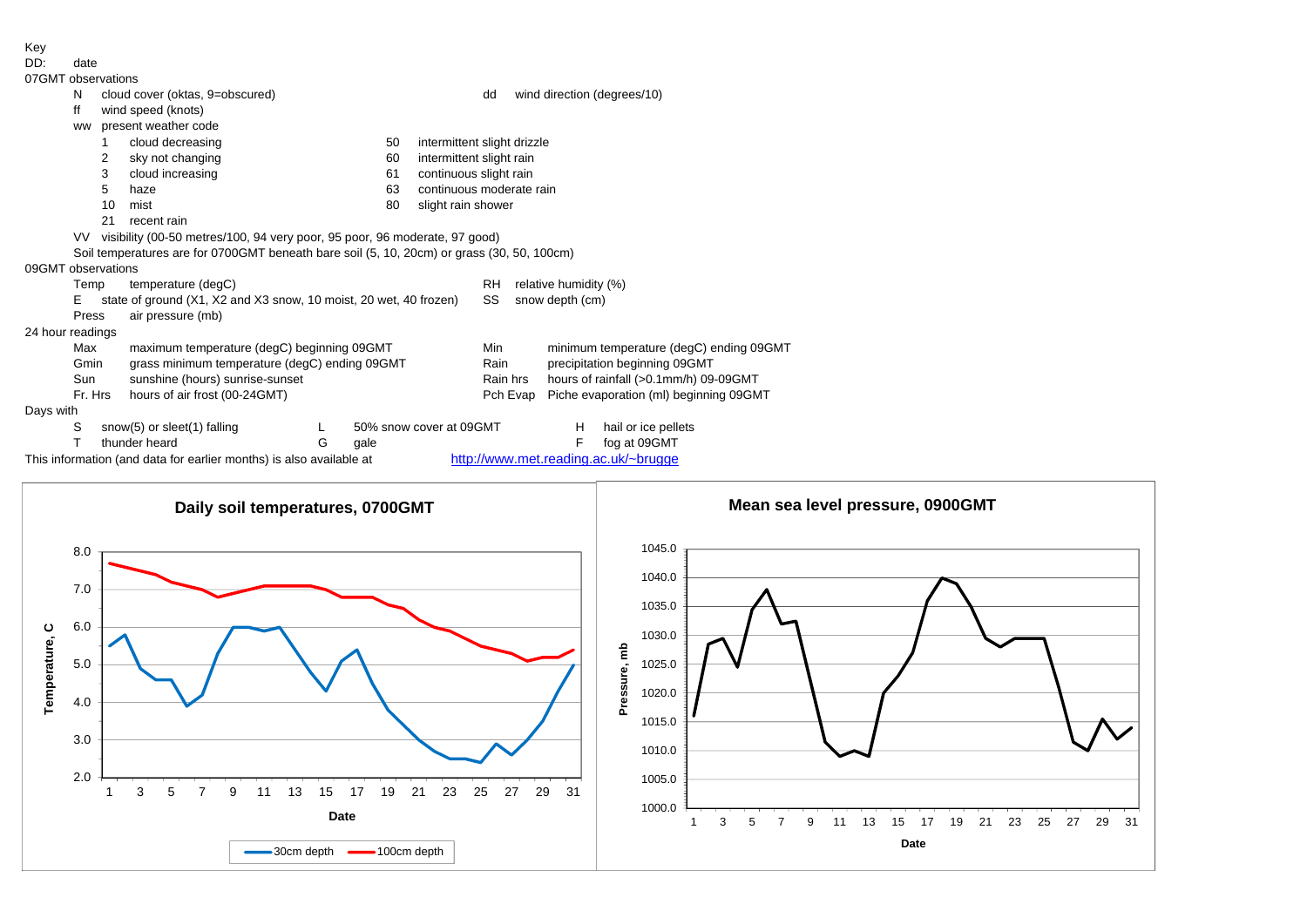Key

DD: date

07GMT observations

- N cloud cover (oktas, 9=obscured)
- dd wind direction (degrees/10)
- ff wind speed (knots)
- ww present weather code
  - 1 cloud decreasing
  - 2 sky not changing
  - 3 cloud increasing
  - 5 haze
  - 10 mist
  - 21 recent rain
  - 50 intermittent slight drizzle
  - 60 intermittent slight rain
  - 61 continuous slight rain
  - 63 continuous moderate rain
  - 80 slight rain shower
- VV visibility (00-50 metres/100, 94 very poor, 95 poor, 96 moderate, 97 good)
- Soil temperatures are for 0700GMT beneath bare soil (5, 10, 20cm) or grass (30, 50, 100cm)

09GMT observations

- Temp temperature (degC)
- RH relative humidity (%)
- E state of ground (X1, X2 and X3 snow, 10 moist, 20 wet, 40 frozen)
- SS snow depth (cm)
- Press air pressure (mb)

24 hour readings

- Max maximum temperature (degC) beginning 09GMT
- Min minimum temperature (degC) ending 09GMT
- Gmin grass minimum temperature (degC) ending 09GMT
- Rain precipitation beginning 09GMT
- Sun sunshine (hours) sunrise-sunset
- Rain hrs hours of rainfall (>0.1mm/h) 09-09GMT
- Fr. Hrs hours of air frost (00-24GMT)
- Pch Evap Piche evaporation (ml) beginning 09GMT

Days with

- S snow(5) or sleet(1) falling
- L 50% snow cover at 09GMT
- H hail or ice pellets
- T thunder heard
- G gale
- F fog at 09GMT

This information (and data for earlier months) is also available at http://www.met.reading.ac.uk/~brugge

**Daily soil temperatures, 0700GMT**

Temperature, C

8.0
7.0
6.0
5.0
4.0
3.0
2.0

1 3 5 7 9 11 13 15 17 19 21 23 25 27 29 31

Date

30cm depth
100cm depth

**Mean sea level pressure, 0900GMT**

Pressure, mb

1045.0
1040.0
1035.0
1030.0
1025.0
1020.0
1015.0
1010.0
1005.0
1000.0

1 3 5 7 9 11 13 15 17 19 21 23 25 27 29 31

Date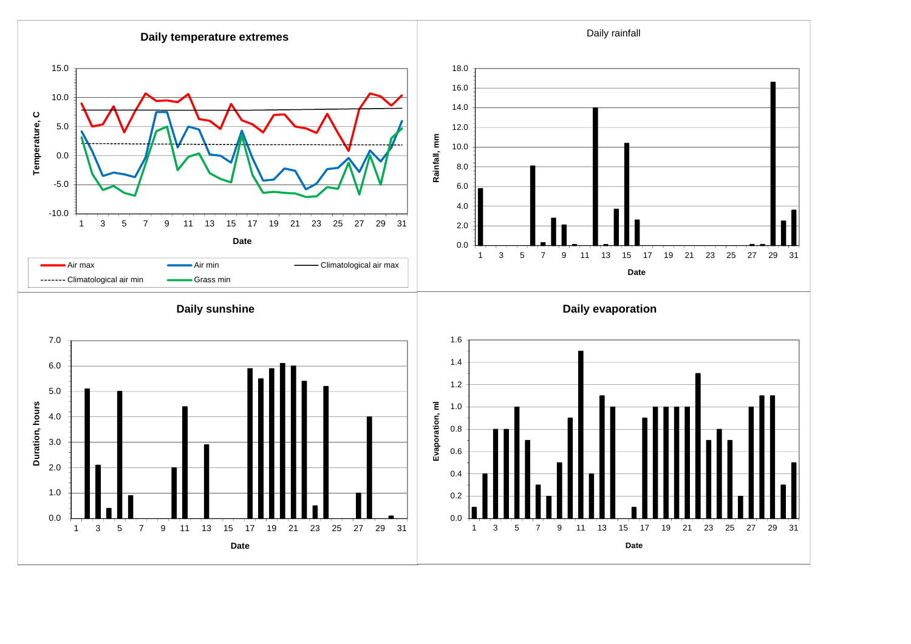## Daily temperature extremes

15.0
10.0
5.0
0.0
-5.0
-10.0

Temperature, C

1 3 5 7 9 11 13 15 17 19 21 23 25 27 29 31

Date

Air max
Air min
Climatological air max
Climatological air min
Grass min

## Daily rainfall

18.0
16.0
14.0
12.0
10.0
8.0
6.0
4.0
2.0
0.0

Rainfall, mm

1 3 5 7 9 11 13 15 17 19 21 23 25 27 29 31

Date

## Daily sunshine

7.0
6.0
5.0
4.0
3.0
2.0
1.0
0.0

Duration, hours

1 3 5 7 9 11 13 15 17 19 21 23 25 27 29 31

Date

## Daily evaporation

1.6
1.4
1.2
1.0
0.8
0.6
0.4
0.2
0.0

Evaporation, ml

1 3 5 7 9 11 13 15 17 19 21 23 25 27 29 31

Date